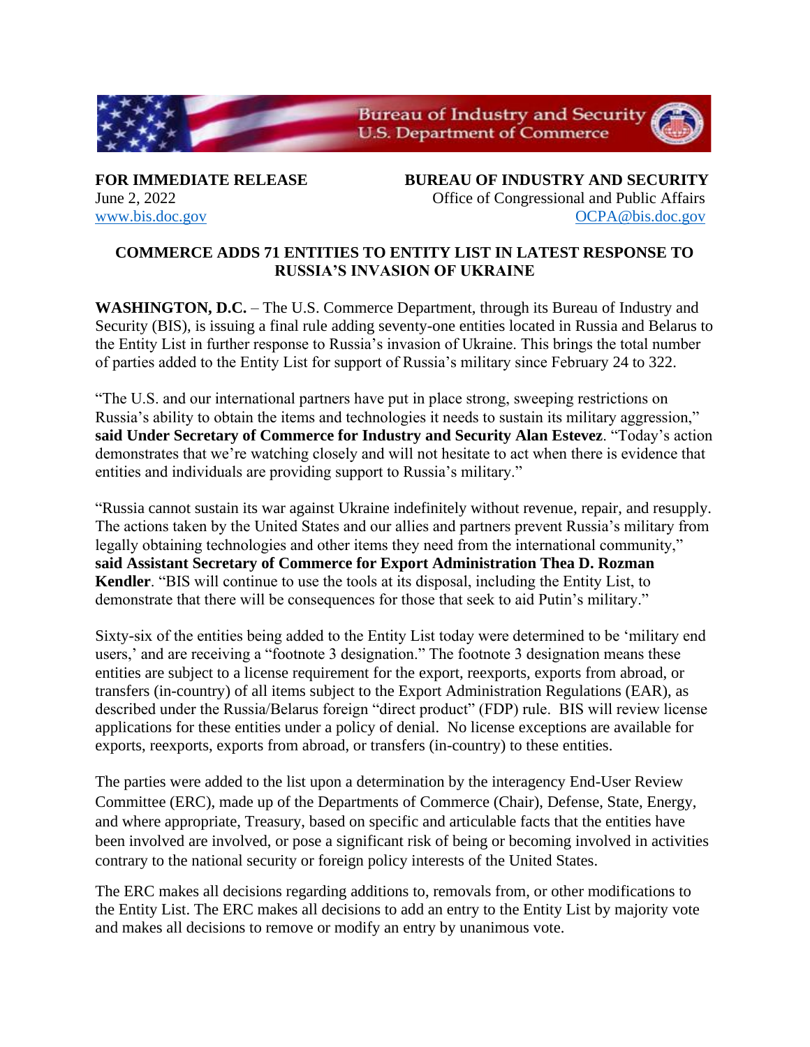Bureau of Industry and Security
U.S. Department of Commerce

**FOR IMMEDIATE RELEASE**
June 2, 2022
www.bis.doc.gov

**BUREAU OF INDUSTRY AND SECURITY**
Office of Congressional and Public Affairs
OCPA@bis.doc.gov

## COMMERCE ADDS 71 ENTITIES TO ENTITY LIST IN LATEST RESPONSE TO RUSSIA'S INVASION OF UKRAINE

**WASHINGTON, D.C.** – The U.S. Commerce Department, through its Bureau of Industry and Security (BIS), is issuing a final rule adding seventy-one entities located in Russia and Belarus to the Entity List in further response to Russia's invasion of Ukraine. This brings the total number of parties added to the Entity List for support of Russia's military since February 24 to 322.

"The U.S. and our international partners have put in place strong, sweeping restrictions on Russia's ability to obtain the items and technologies it needs to sustain its military aggression," **said Under Secretary of Commerce for Industry and Security Alan Estevez**. "Today's action demonstrates that we're watching closely and will not hesitate to act when there is evidence that entities and individuals are providing support to Russia's military."

"Russia cannot sustain its war against Ukraine indefinitely without revenue, repair, and resupply. The actions taken by the United States and our allies and partners prevent Russia's military from legally obtaining technologies and other items they need from the international community," **said Assistant Secretary of Commerce for Export Administration Thea D. Rozman Kendler**. "BIS will continue to use the tools at its disposal, including the Entity List, to demonstrate that there will be consequences for those that seek to aid Putin's military."

Sixty-six of the entities being added to the Entity List today were determined to be 'military end users,' and are receiving a "footnote 3 designation." The footnote 3 designation means these entities are subject to a license requirement for the export, reexports, exports from abroad, or transfers (in-country) of all items subject to the Export Administration Regulations (EAR), as described under the Russia/Belarus foreign "direct product" (FDP) rule. BIS will review license applications for these entities under a policy of denial. No license exceptions are available for exports, reexports, exports from abroad, or transfers (in-country) to these entities.

The parties were added to the list upon a determination by the interagency End-User Review Committee (ERC), made up of the Departments of Commerce (Chair), Defense, State, Energy, and where appropriate, Treasury, based on specific and articulable facts that the entities have been involved are involved, or pose a significant risk of being or becoming involved in activities contrary to the national security or foreign policy interests of the United States.

The ERC makes all decisions regarding additions to, removals from, or other modifications to the Entity List. The ERC makes all decisions to add an entry to the Entity List by majority vote and makes all decisions to remove or modify an entry by unanimous vote.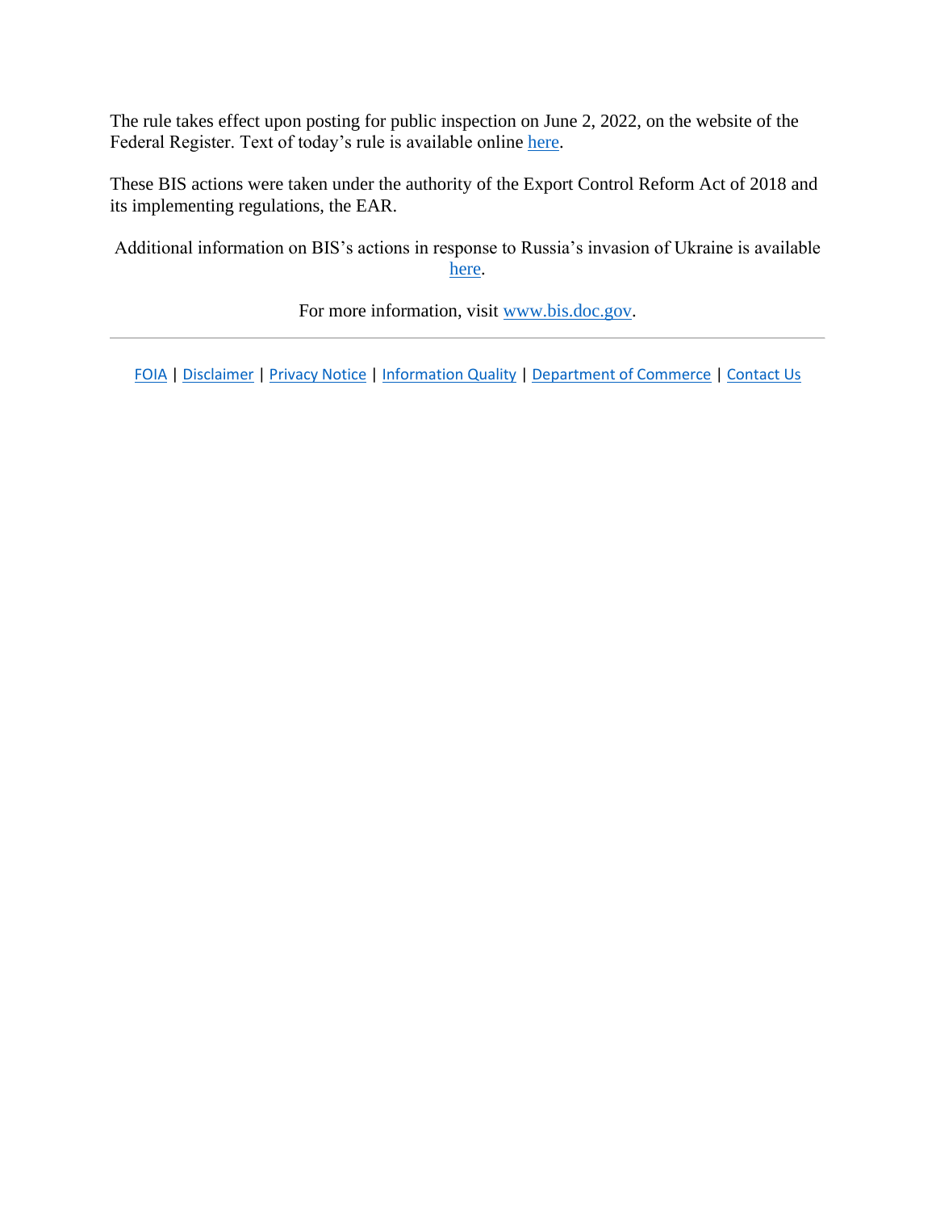The rule takes effect upon posting for public inspection on June 2, 2022, on the website of the Federal Register. Text of today's rule is available online here.

These BIS actions were taken under the authority of the Export Control Reform Act of 2018 and its implementing regulations, the EAR.

Additional information on BIS's actions in response to Russia's invasion of Ukraine is available here.

For more information, visit www.bis.doc.gov.

---

FOIA | Disclaimer | Privacy Notice | Information Quality | Department of Commerce | Contact Us